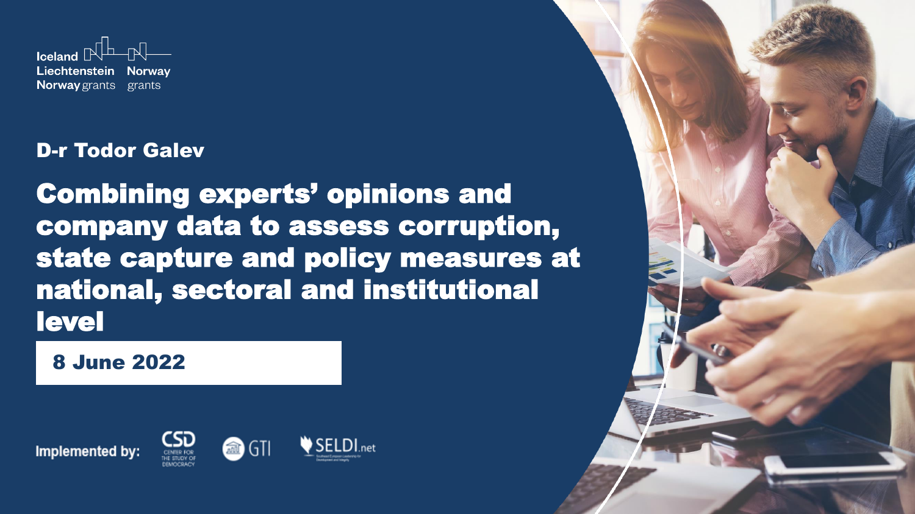Iceland Liechtenstein Norway grants Norway grants

**D-r Todor Galev**

# Combining experts' opinions and company data to assess corruption, state capture and policy measures at national, sectoral and institutional level

**8 June 2022**

**Implemented by:** CSD Center for the Study of Democracy, GTI, SELDI.net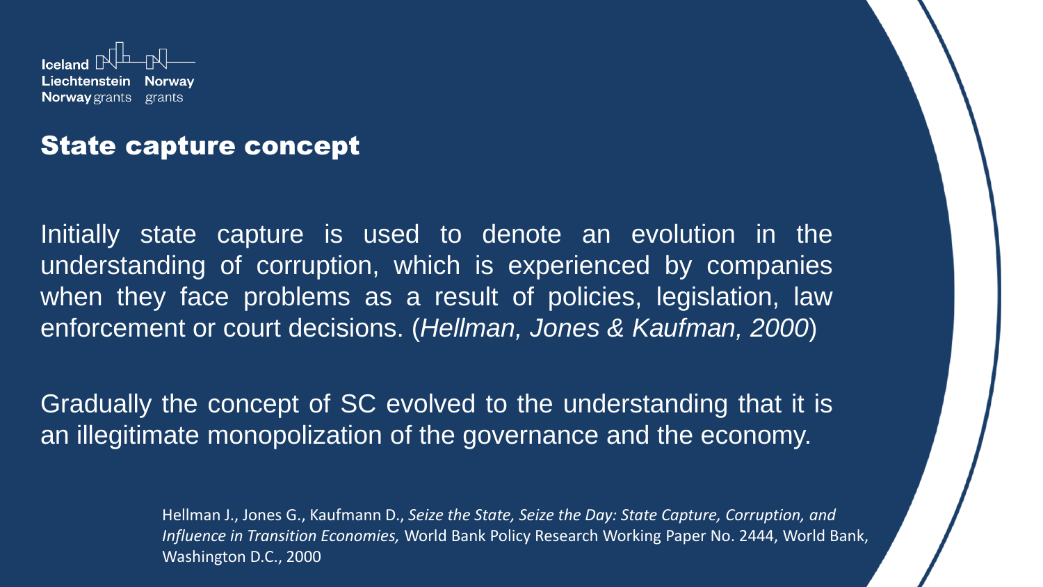## State capture concept

Initially state capture is used to denote an evolution in the understanding of corruption, which is experienced by companies when they face problems as a result of policies, legislation, law enforcement or court decisions. (*Hellman, Jones & Kaufman, 2000*)

Gradually the concept of SC evolved to the understanding that it is an illegitimate monopolization of the governance and the economy.

Hellman J., Jones G., Kaufmann D., *Seize the State, Seize the Day: State Capture, Corruption, and Influence in Transition Economies,* World Bank Policy Research Working Paper No. 2444, World Bank, Washington D.C., 2000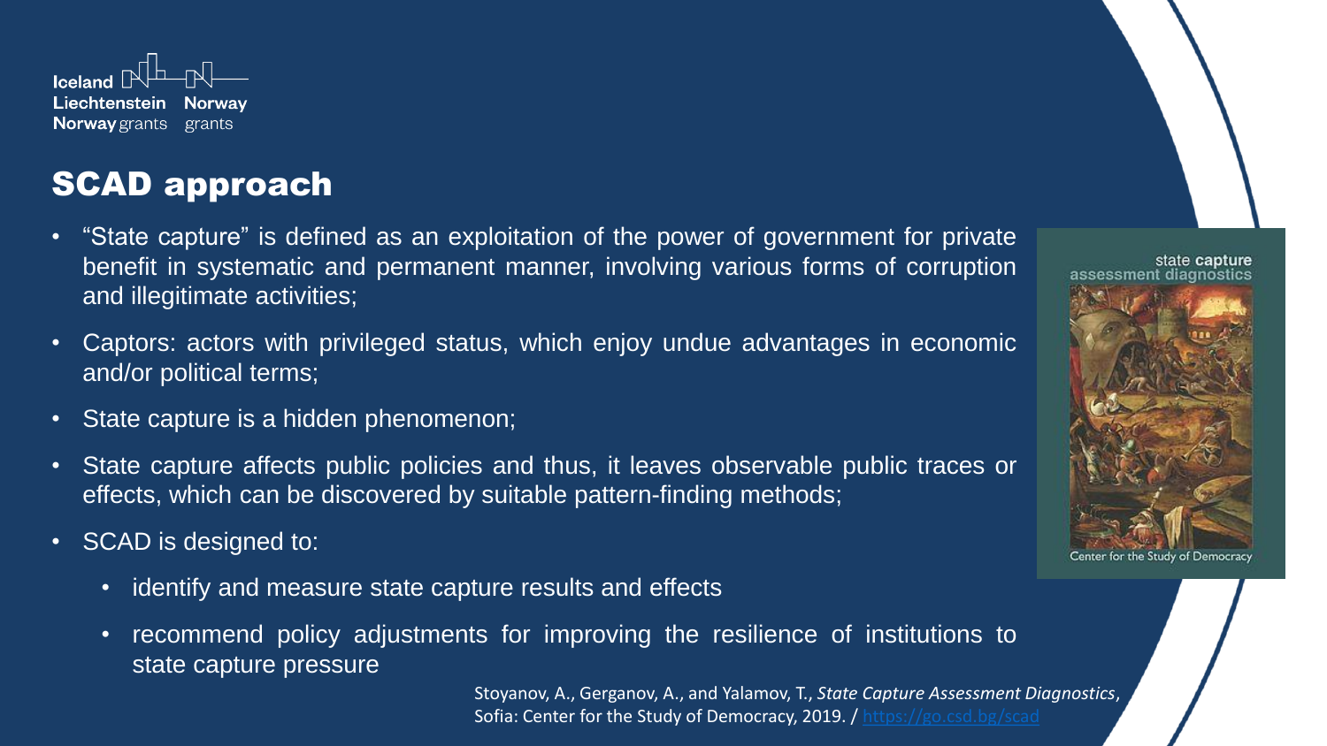## SCAD approach

- "State capture" is defined as an exploitation of the power of government for private benefit in systematic and permanent manner, involving various forms of corruption and illegitimate activities;
- Captors: actors with privileged status, which enjoy undue advantages in economic and/or political terms;
- State capture is a hidden phenomenon;
- State capture affects public policies and thus, it leaves observable public traces or effects, which can be discovered by suitable pattern-finding methods;
- SCAD is designed to:
  - identify and measure state capture results and effects
  - recommend policy adjustments for improving the resilience of institutions to state capture pressure

Stoyanov, A., Gerganov, A., and Yalamov, T., *State Capture Assessment Diagnostics*, Sofia: Center for the Study of Democracy, 2019. / https://go.csd.bg/scad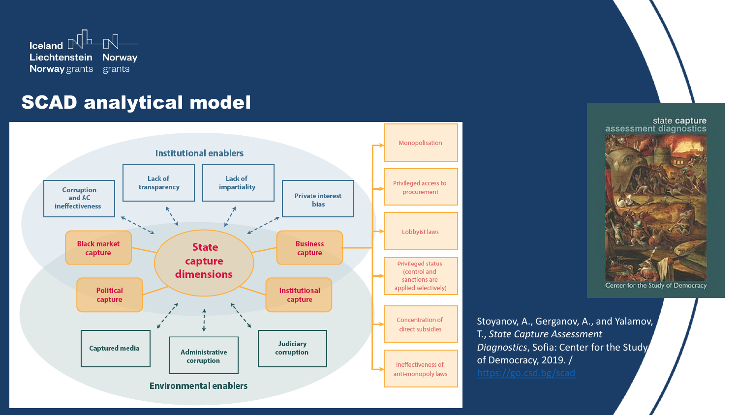# SCAD analytical model

**Institutional enablers**

- Corruption and AC ineffectiveness
- Lack of transparency
- Lack of impartiality
- Private interest bias

**State capture dimensions**

- Black market capture
- Business capture
- Political capture
- Institutional capture

**Environmental enablers**

- Captured media
- Administrative corruption
- Judiciary corruption

**Business capture outcomes**

- Monopolisation
- Privileged access to procurement
- Lobbyist laws
- Privileged status (control and sanctions are applied selectively)
- Concentration of direct subsidies
- Ineffectiveness of anti-monopoly laws

state capture assessment diagnostics

Center for the Study of Democracy

Stoyanov, A., Gerganov, A., and Yalamov, T., *State Capture Assessment Diagnostics*, Sofia: Center for the Study of Democracy, 2019. / https://go.csd.bg/scad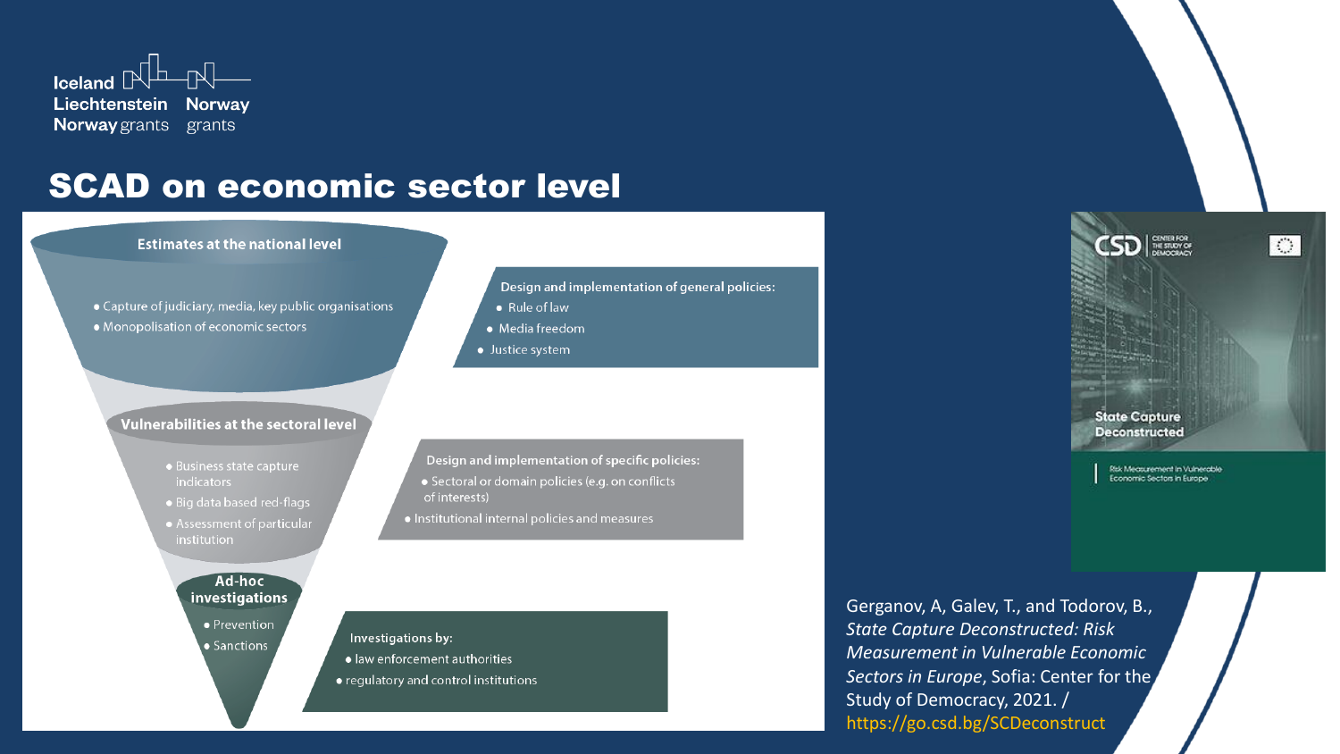## SCAD on economic sector level

**Estimates at the national level**

- Capture of judiciary, media, key public organisations
- Monopolisation of economic sectors

**Design and implementation of general policies:**

- Rule of law
- Media freedom
- Justice system

**Vulnerabilities at the sectoral level**

- Business state capture indicators
- Big data based red-flags
- Assessment of particular institution

**Design and implementation of specific policies:**

- Sectoral or domain policies (e.g. on conflicts of interests)
- Institutional internal policies and measures

**Ad-hoc investigations**

- Prevention
- Sanctions

**Investigations by:**

- law enforcement authorities
- regulatory and control institutions

CSD | Center for the Study of Democracy

State Capture Deconstructed

Risk Measurement in Vulnerable Economic Sectors in Europe

Gerganov, A, Galev, T., and Todorov, B., *State Capture Deconstructed: Risk Measurement in Vulnerable Economic Sectors in Europe*, Sofia: Center for the Study of Democracy, 2021. / https://go.csd.bg/SCDeconstruct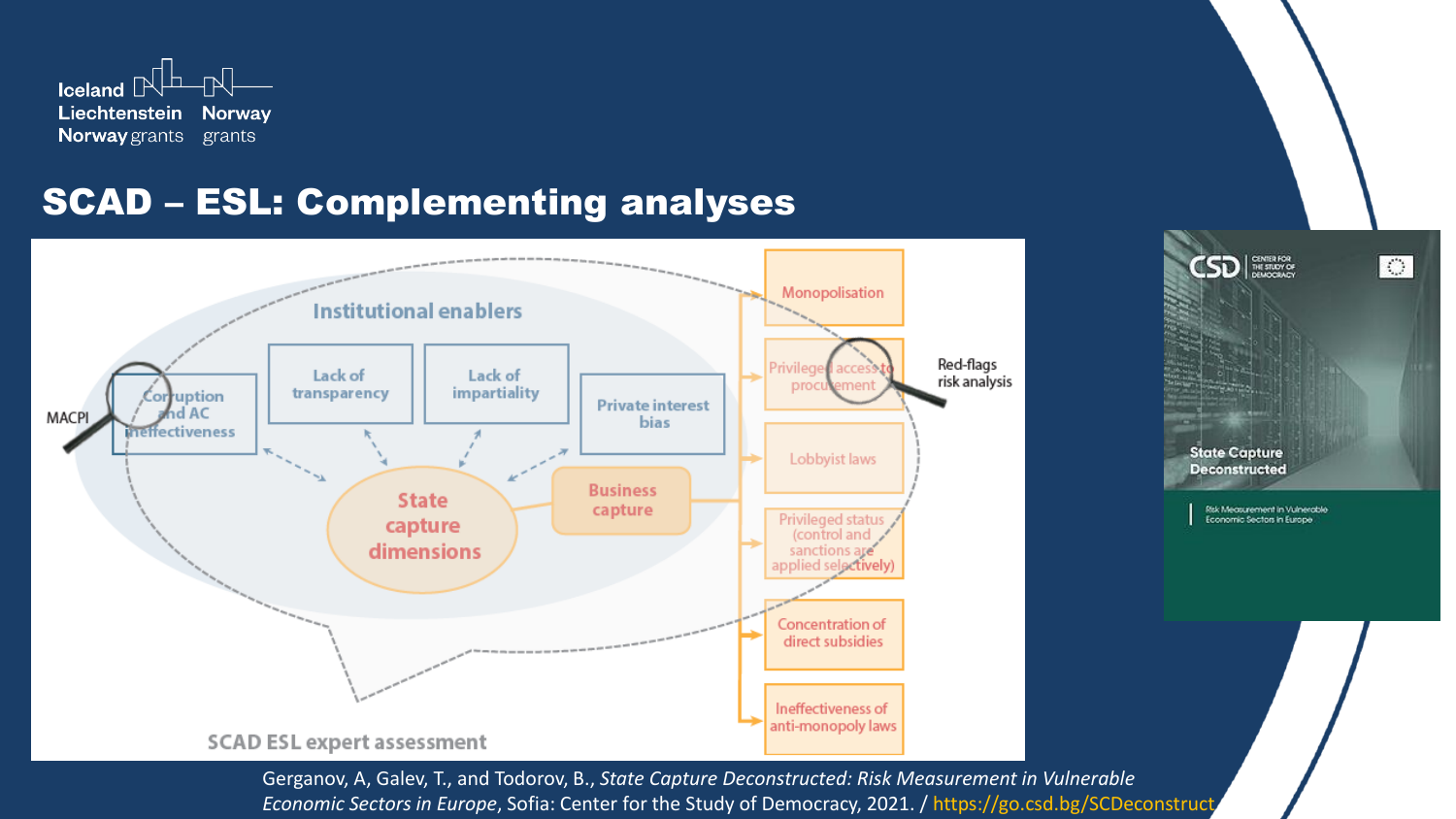## SCAD – ESL: Complementing analyses

Institutional enablers

MACPI

Corruption and AC ineffectiveness

Lack of transparency

Lack of impartiality

Private interest bias

State capture dimensions

Business capture

Monopolisation

Privileged access to procurement

Lobbyist laws

Privileged status (control and sanctions are applied selectively)

Concentration of direct subsidies

Ineffectiveness of anti-monopoly laws

Red-flags risk analysis

SCAD ESL expert assessment

CSD Center for the Study of Democracy

State Capture Deconstructed

Risk Measurement in Vulnerable Economic Sectors in Europe

Gerganov, A, Galev, T., and Todorov, B., *State Capture Deconstructed: Risk Measurement in Vulnerable Economic Sectors in Europe*, Sofia: Center for the Study of Democracy, 2021. / https://go.csd.bg/SCDeconstruct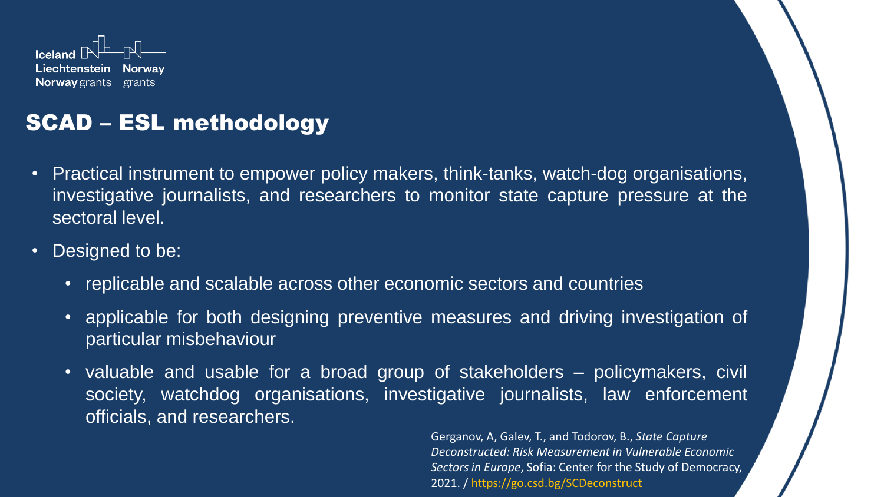# SCAD – ESL methodology

- Practical instrument to empower policy makers, think-tanks, watch-dog organisations, investigative journalists, and researchers to monitor state capture pressure at the sectoral level.
- Designed to be:
  - replicable and scalable across other economic sectors and countries
  - applicable for both designing preventive measures and driving investigation of particular misbehaviour
  - valuable and usable for a broad group of stakeholders – policymakers, civil society, watchdog organisations, investigative journalists, law enforcement officials, and researchers.

Gerganov, A, Galev, T., and Todorov, B., *State Capture Deconstructed: Risk Measurement in Vulnerable Economic Sectors in Europe*, Sofia: Center for the Study of Democracy, 2021. / https://go.csd.bg/SCDeconstruct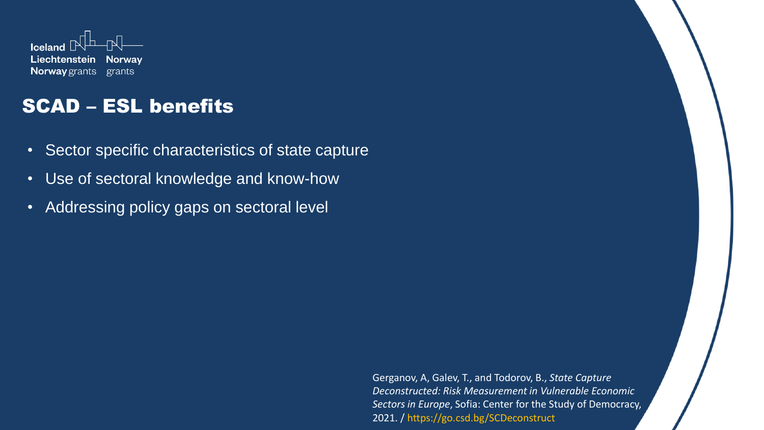Iceland Liechtenstein Norway grants | Norway grants

## SCAD – ESL benefits

- Sector specific characteristics of state capture
- Use of sectoral knowledge and know-how
- Addressing policy gaps on sectoral level

Gerganov, A, Galev, T., and Todorov, B., *State Capture Deconstructed: Risk Measurement in Vulnerable Economic Sectors in Europe*, Sofia: Center for the Study of Democracy, 2021. / https://go.csd.bg/SCDeconstruct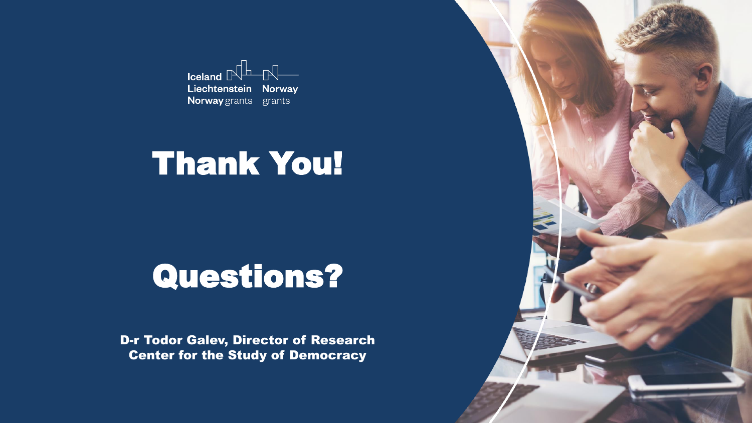Iceland Liechtenstein Norway grants

Norway grants

# Thank You!

# Questions?

**D-r Todor Galev, Director of Research**
**Center for the Study of Democracy**